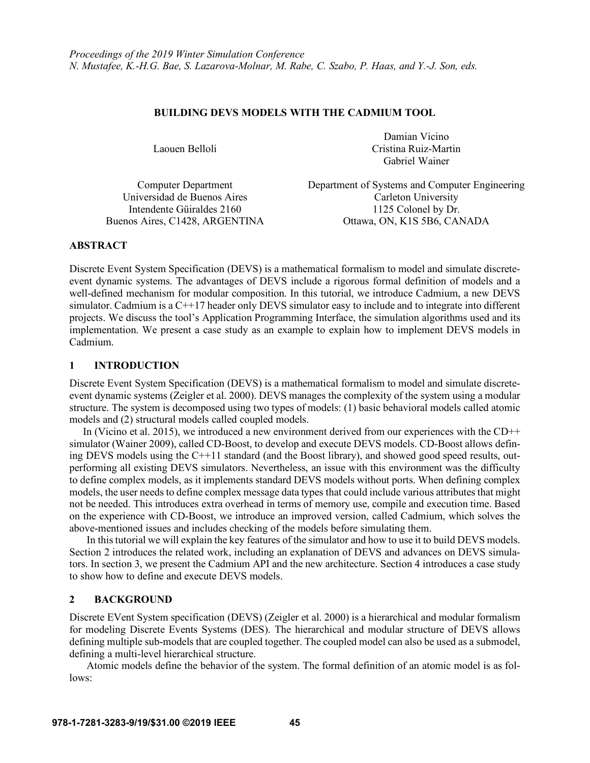*Proceedings of the 2019 Winter Simulation Conference*
*N. Mustafee, K.-H.G. Bae, S. Lazarova-Molnar, M. Rabe, C. Szabo, P. Haas, and Y.-J. Son, eds.*

# BUILDING DEVS MODELS WITH THE CADMIUM TOOL

Laouen Belloli

Computer Department
Universidad de Buenos Aires
Intendente Güiraldes 2160
Buenos Aires, C1428, ARGENTINA

Damian Vicino
Cristina Ruiz-Martin
Gabriel Wainer

Department of Systems and Computer Engineering
Carleton University
1125 Colonel by Dr.
Ottawa, ON, K1S 5B6, CANADA

## ABSTRACT

Discrete Event System Specification (DEVS) is a mathematical formalism to model and simulate discrete-event dynamic systems. The advantages of DEVS include a rigorous formal definition of models and a well-defined mechanism for modular composition. In this tutorial, we introduce Cadmium, a new DEVS simulator. Cadmium is a C++17 header only DEVS simulator easy to include and to integrate into different projects. We discuss the tool's Application Programming Interface, the simulation algorithms used and its implementation. We present a case study as an example to explain how to implement DEVS models in Cadmium.

## 1 INTRODUCTION

Discrete Event System Specification (DEVS) is a mathematical formalism to model and simulate discrete-event dynamic systems (Zeigler et al. 2000). DEVS manages the complexity of the system using a modular structure. The system is decomposed using two types of models: (1) basic behavioral models called atomic models and (2) structural models called coupled models.

In (Vicino et al. 2015), we introduced a new environment derived from our experiences with the CD++ simulator (Wainer 2009), called CD-Boost, to develop and execute DEVS models. CD-Boost allows defining DEVS models using the C++11 standard (and the Boost library), and showed good speed results, outperforming all existing DEVS simulators. Nevertheless, an issue with this environment was the difficulty to define complex models, as it implements standard DEVS models without ports. When defining complex models, the user needs to define complex message data types that could include various attributes that might not be needed. This introduces extra overhead in terms of memory use, compile and execution time. Based on the experience with CD-Boost, we introduce an improved version, called Cadmium, which solves the above-mentioned issues and includes checking of the models before simulating them.

In this tutorial we will explain the key features of the simulator and how to use it to build DEVS models. Section 2 introduces the related work, including an explanation of DEVS and advances on DEVS simulators. In section 3, we present the Cadmium API and the new architecture. Section 4 introduces a case study to show how to define and execute DEVS models.

## 2 BACKGROUND

Discrete EVent System specification (DEVS) (Zeigler et al. 2000) is a hierarchical and modular formalism for modeling Discrete Events Systems (DES). The hierarchical and modular structure of DEVS allows defining multiple sub-models that are coupled together. The coupled model can also be used as a submodel, defining a multi-level hierarchical structure.

Atomic models define the behavior of the system. The formal definition of an atomic model is as follows:

**978-1-7281-3283-9/19/$31.00 ©2019 IEEE**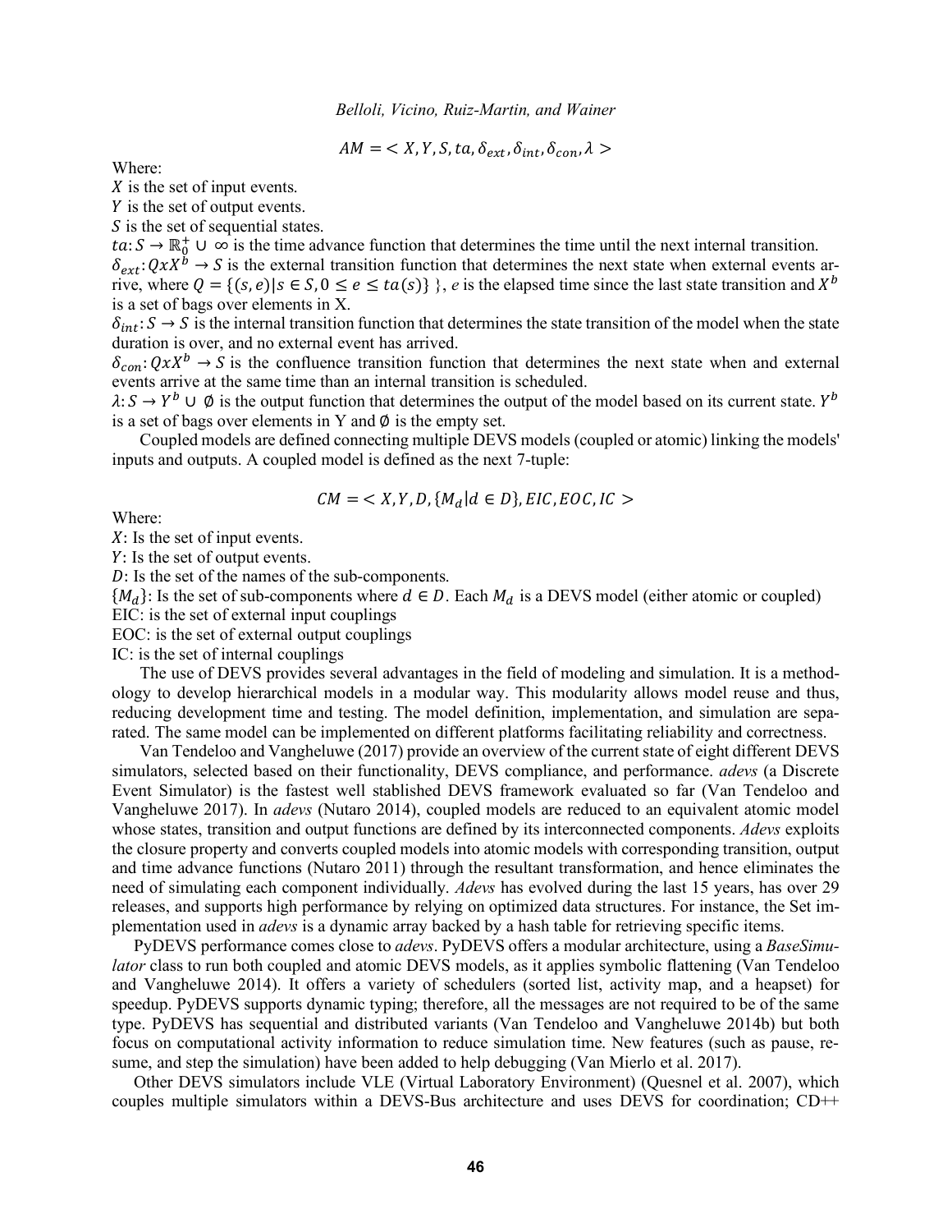$$AM = < X, Y, S, ta, \delta_{ext}, \delta_{int}, \delta_{con}, \lambda >$$

Where:

$X$ is the set of input events.

$Y$ is the set of output events.

$S$ is the set of sequential states.

$ta: S \rightarrow \mathbb{R}_0^+ \cup \infty$ is the time advance function that determines the time until the next internal transition.

$\delta_{ext}: QxX^b \rightarrow S$ is the external transition function that determines the next state when external events arrive, where $Q = \{(s, e) | s \in S, 0 \leq e \leq ta(s)\}$ }, $e$ is the elapsed time since the last state transition and $X^b$ is a set of bags over elements in X.

$\delta_{int}: S \rightarrow S$ is the internal transition function that determines the state transition of the model when the state duration is over, and no external event has arrived.

$\delta_{con}: QxX^b \rightarrow S$ is the confluence transition function that determines the next state when and external events arrive at the same time than an internal transition is scheduled.

$\lambda: S \rightarrow Y^b \cup \emptyset$ is the output function that determines the output of the model based on its current state. $Y^b$ is a set of bags over elements in Y and $\emptyset$ is the empty set.

Coupled models are defined connecting multiple DEVS models (coupled or atomic) linking the models' inputs and outputs. A coupled model is defined as the next 7-tuple:

$$CM = < X, Y, D, \{M_d | d \in D\}, EIC, EOC, IC >$$

Where:

$X$: Is the set of input events.

$Y$: Is the set of output events.

$D$: Is the set of the names of the sub-components.

$\{M_d\}$: Is the set of sub-components where $d \in D$. Each $M_d$ is a DEVS model (either atomic or coupled)

EIC: is the set of external input couplings

EOC: is the set of external output couplings

IC: is the set of internal couplings

The use of DEVS provides several advantages in the field of modeling and simulation. It is a methodology to develop hierarchical models in a modular way. This modularity allows model reuse and thus, reducing development time and testing. The model definition, implementation, and simulation are separated. The same model can be implemented on different platforms facilitating reliability and correctness.

Van Tendeloo and Vangheluwe (2017) provide an overview of the current state of eight different DEVS simulators, selected based on their functionality, DEVS compliance, and performance. *adevs* (a Discrete Event Simulator) is the fastest well stablished DEVS framework evaluated so far (Van Tendeloo and Vangheluwe 2017). In *adevs* (Nutaro 2014), coupled models are reduced to an equivalent atomic model whose states, transition and output functions are defined by its interconnected components. *Adevs* exploits the closure property and converts coupled models into atomic models with corresponding transition, output and time advance functions (Nutaro 2011) through the resultant transformation, and hence eliminates the need of simulating each component individually. *Adevs* has evolved during the last 15 years, has over 29 releases, and supports high performance by relying on optimized data structures. For instance, the Set implementation used in *adevs* is a dynamic array backed by a hash table for retrieving specific items.

PyDEVS performance comes close to *adevs*. PyDEVS offers a modular architecture, using a *BaseSimulator* class to run both coupled and atomic DEVS models, as it applies symbolic flattening (Van Tendeloo and Vangheluwe 2014). It offers a variety of schedulers (sorted list, activity map, and a heapset) for speedup. PyDEVS supports dynamic typing; therefore, all the messages are not required to be of the same type. PyDEVS has sequential and distributed variants (Van Tendeloo and Vangheluwe 2014b) but both focus on computational activity information to reduce simulation time. New features (such as pause, resume, and step the simulation) have been added to help debugging (Van Mierlo et al. 2017).

Other DEVS simulators include VLE (Virtual Laboratory Environment) (Quesnel et al. 2007), which couples multiple simulators within a DEVS-Bus architecture and uses DEVS for coordination; CD++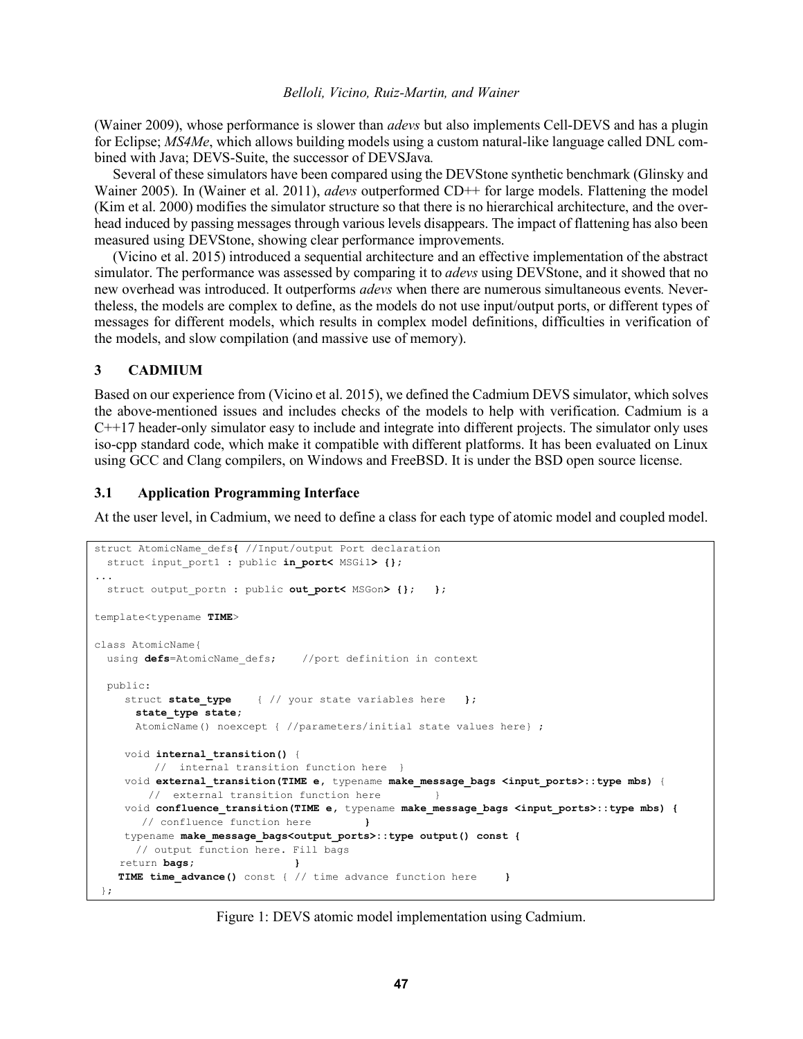(Wainer 2009), whose performance is slower than *adevs* but also implements Cell-DEVS and has a plugin for Eclipse; *MS4Me*, which allows building models using a custom natural-like language called DNL combined with Java; DEVS-Suite, the successor of DEVSJava.

Several of these simulators have been compared using the DEVStone synthetic benchmark (Glinsky and Wainer 2005). In (Wainer et al. 2011), *adevs* outperformed CD++ for large models. Flattening the model (Kim et al. 2000) modifies the simulator structure so that there is no hierarchical architecture, and the overhead induced by passing messages through various levels disappears. The impact of flattening has also been measured using DEVStone, showing clear performance improvements.

(Vicino et al. 2015) introduced a sequential architecture and an effective implementation of the abstract simulator. The performance was assessed by comparing it to *adevs* using DEVStone, and it showed that no new overhead was introduced. It outperforms *adevs* when there are numerous simultaneous events. Nevertheless, the models are complex to define, as the models do not use input/output ports, or different types of messages for different models, which results in complex model definitions, difficulties in verification of the models, and slow compilation (and massive use of memory).

## 3 CADMIUM

Based on our experience from (Vicino et al. 2015), we defined the Cadmium DEVS simulator, which solves the above-mentioned issues and includes checks of the models to help with verification. Cadmium is a C++17 header-only simulator easy to include and integrate into different projects. The simulator only uses iso-cpp standard code, which make it compatible with different platforms. It has been evaluated on Linux using GCC and Clang compilers, on Windows and FreeBSD. It is under the BSD open source license.

### 3.1 Application Programming Interface

At the user level, in Cadmium, we need to define a class for each type of atomic model and coupled model.

```
struct AtomicName_defs{ //Input/output Port declaration
  struct input_port1 : public in_port< MSGi1> {};
...
  struct output_portn : public out_port< MSGon> {};   };

template<typename TIME>

class AtomicName{
  using defs=AtomicName_defs;    //port definition in context

  public:
     struct state_type    { // your state variables here   };
       state_type state;
       AtomicName() noexcept { //parameters/initial state values here} ;

     void internal_transition() {
          //  internal transition function here  }
     void external_transition(TIME e, typename make_message_bags <input_ports>::type mbs) {
         //  external transition function here        }
     void confluence_transition(TIME e, typename make_message_bags <input_ports>::type mbs) {
        // confluence function here        }
     typename make_message_bags<output_ports>::type output() const {
       // output function here. Fill bags
    return bags;             }
    TIME time_advance() const { // time advance function here     }
 };
```

Figure 1: DEVS atomic model implementation using Cadmium.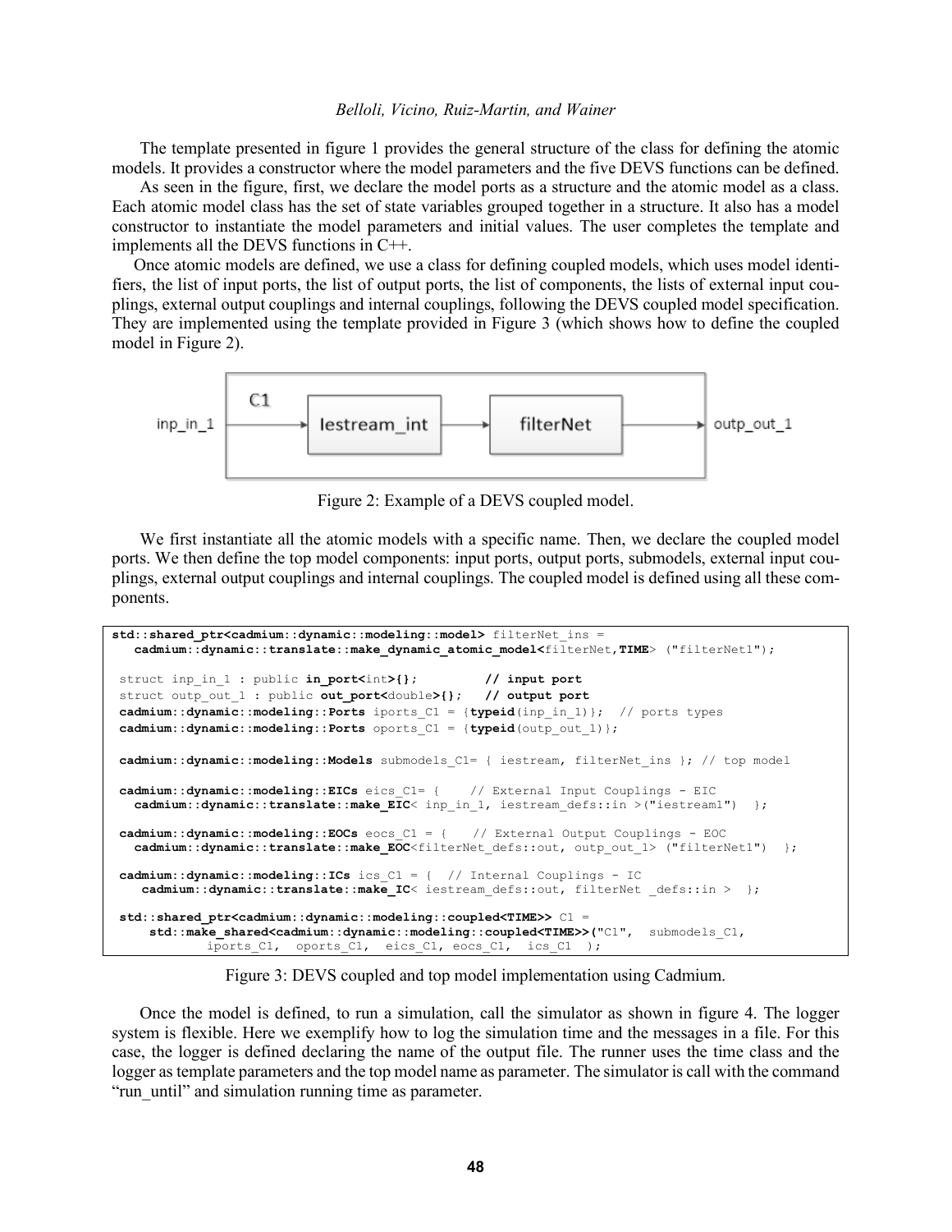The template presented in figure 1 provides the general structure of the class for defining the atomic models. It provides a constructor where the model parameters and the five DEVS functions can be defined.

As seen in the figure, first, we declare the model ports as a structure and the atomic model as a class. Each atomic model class has the set of state variables grouped together in a structure. It also has a model constructor to instantiate the model parameters and initial values. The user completes the template and implements all the DEVS functions in C++.

Once atomic models are defined, we use a class for defining coupled models, which uses model identifiers, the list of input ports, the list of output ports, the list of components, the lists of external input couplings, external output couplings and internal couplings, following the DEVS coupled model specification. They are implemented using the template provided in Figure 3 (which shows how to define the coupled model in Figure 2).

Figure 2: Example of a DEVS coupled model.

We first instantiate all the atomic models with a specific name. Then, we declare the coupled model ports. We then define the top model components: input ports, output ports, submodels, external input couplings, external output couplings and internal couplings. The coupled model is defined using all these components.

```
std::shared_ptr<cadmium::dynamic::modeling::model> filterNet_ins =
   cadmium::dynamic::translate::make_dynamic_atomic_model<filterNet,TIME> ("filterNet1");

 struct inp_in_1 : public in_port<int>{};         // input port
 struct outp_out_1 : public out_port<double>{};   // output port
 cadmium::dynamic::modeling::Ports iports_C1 = {typeid(inp_in_1)};  // ports types
 cadmium::dynamic::modeling::Ports oports_C1 = {typeid(outp_out_1)};

 cadmium::dynamic::modeling::Models submodels_C1= { iestream, filterNet_ins }; // top model

 cadmium::dynamic::modeling::EICs eics_C1= {    // External Input Couplings - EIC
   cadmium::dynamic::translate::make_EIC< inp_in_1, iestream_defs::in >("iestream1")  };

 cadmium::dynamic::modeling::EOCs eocs_C1 = {    // External Output Couplings - EOC
   cadmium::dynamic::translate::make_EOC<filterNet_defs::out, outp_out_1> ("filterNet1")  };

 cadmium::dynamic::modeling::ICs ics_C1 = {  // Internal Couplings - IC
    cadmium::dynamic::translate::make_IC< iestream_defs::out, filterNet _defs::in >  };

 std::shared_ptr<cadmium::dynamic::modeling::coupled<TIME>> C1 =
     std::make_shared<cadmium::dynamic::modeling::coupled<TIME>>("C1",  submodels_C1,
             iports_C1,  oports_C1,  eics_C1, eocs_C1,  ics_C1  );
```

Figure 3: DEVS coupled and top model implementation using Cadmium.

Once the model is defined, to run a simulation, call the simulator as shown in figure 4. The logger system is flexible. Here we exemplify how to log the simulation time and the messages in a file. For this case, the logger is defined declaring the name of the output file. The runner uses the time class and the logger as template parameters and the top model name as parameter. The simulator is call with the command "run_until" and simulation running time as parameter.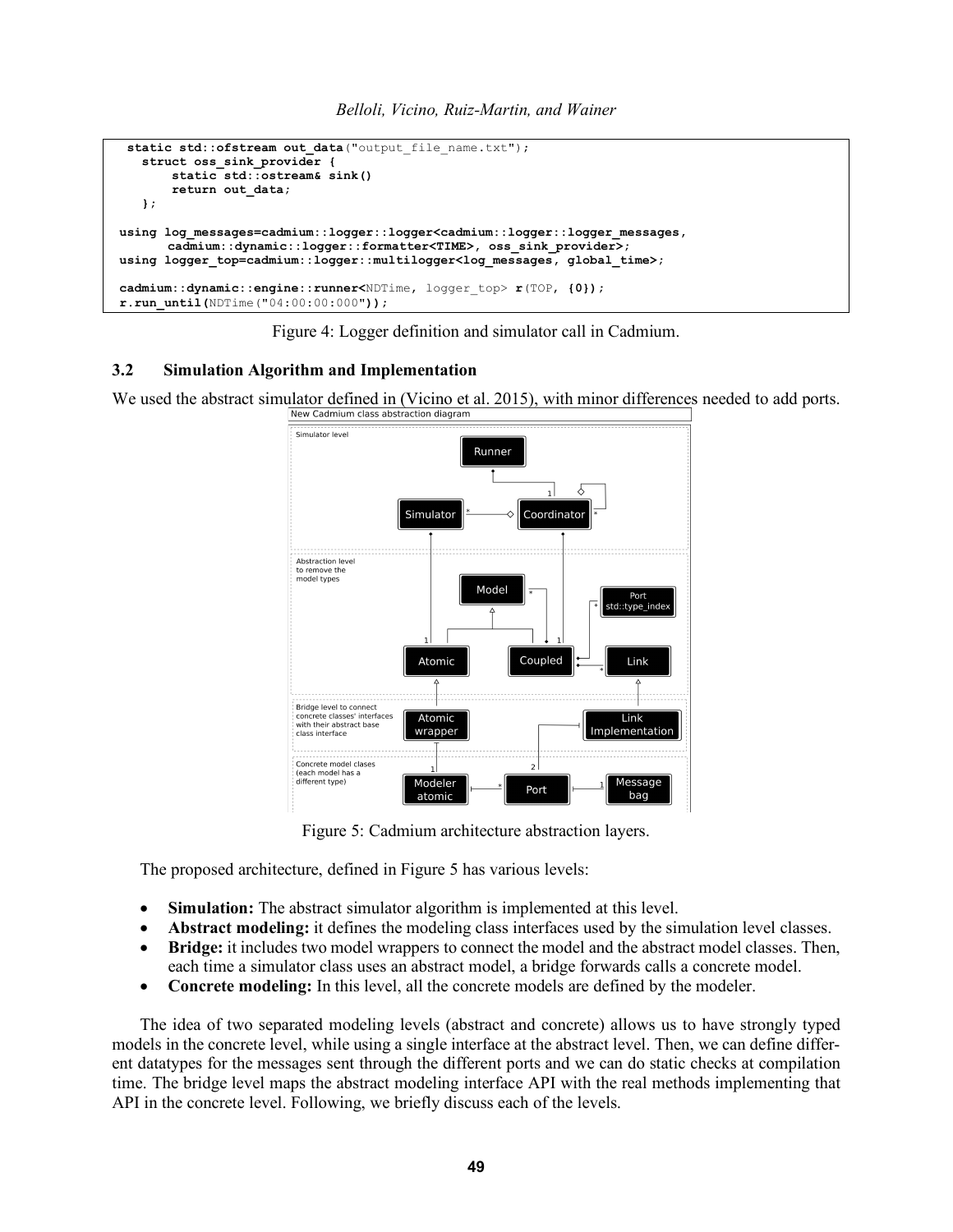```
static std::ofstream out_data("output_file_name.txt");
  struct oss_sink_provider {
      static std::ostream& sink()
      return out_data;
  };

using log_messages=cadmium::logger::logger<cadmium::logger::logger_messages,
      cadmium::dynamic::logger::formatter<TIME>, oss_sink_provider>;
using logger_top=cadmium::logger::multilogger<log_messages, global_time>;

cadmium::dynamic::engine::runner<NDTime, logger_top> r(TOP, {0});
r.run_until(NDTime("04:00:00:000"));
```

Figure 4: Logger definition and simulator call in Cadmium.

### 3.2 Simulation Algorithm and Implementation

We used the abstract simulator defined in (Vicino et al. 2015), with minor differences needed to add ports.

Figure 5: Cadmium architecture abstraction layers.

The proposed architecture, defined in Figure 5 has various levels:

- **Simulation:** The abstract simulator algorithm is implemented at this level.
- **Abstract modeling:** it defines the modeling class interfaces used by the simulation level classes.
- **Bridge:** it includes two model wrappers to connect the model and the abstract model classes. Then, each time a simulator class uses an abstract model, a bridge forwards calls a concrete model.
- **Concrete modeling:** In this level, all the concrete models are defined by the modeler.

The idea of two separated modeling levels (abstract and concrete) allows us to have strongly typed models in the concrete level, while using a single interface at the abstract level. Then, we can define different datatypes for the messages sent through the different ports and we can do static checks at compilation time. The bridge level maps the abstract modeling interface API with the real methods implementing that API in the concrete level. Following, we briefly discuss each of the levels.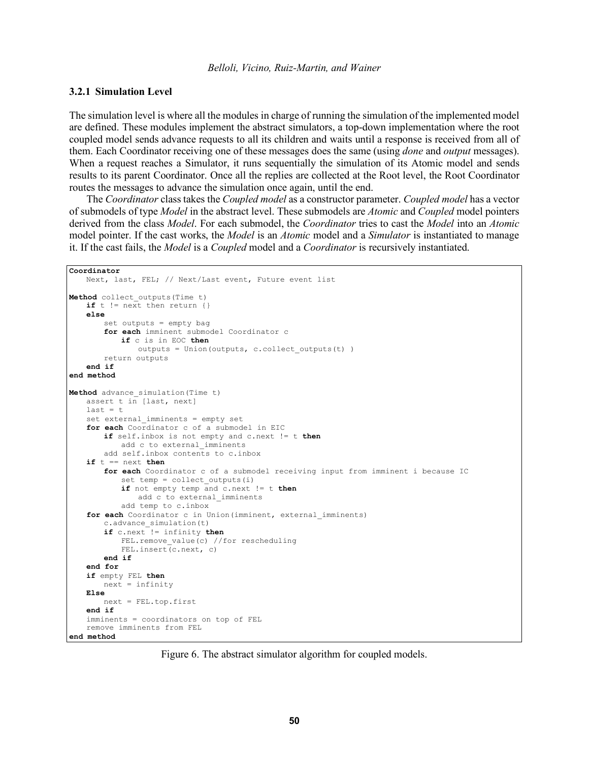### 3.2.1 Simulation Level

The simulation level is where all the modules in charge of running the simulation of the implemented model are defined. These modules implement the abstract simulators, a top-down implementation where the root coupled model sends advance requests to all its children and waits until a response is received from all of them. Each Coordinator receiving one of these messages does the same (using *done* and *output* messages). When a request reaches a Simulator, it runs sequentially the simulation of its Atomic model and sends results to its parent Coordinator. Once all the replies are collected at the Root level, the Root Coordinator routes the messages to advance the simulation once again, until the end.

The *Coordinator* class takes the *Coupled model* as a constructor parameter. *Coupled model* has a vector of submodels of type *Model* in the abstract level. These submodels are *Atomic* and *Coupled* model pointers derived from the class *Model*. For each submodel, the *Coordinator* tries to cast the *Model* into an *Atomic* model pointer. If the cast works, the *Model* is an *Atomic* model and a *Simulator* is instantiated to manage it. If the cast fails, the *Model* is a *Coupled* model and a *Coordinator* is recursively instantiated.

```
Coordinator
    Next, last, FEL; // Next/Last event, Future event list

Method collect_outputs(Time t)
    if t != next then return {}
    else
        set outputs = empty bag
        for each imminent submodel Coordinator c
            if c is in EOC then
                outputs = Union(outputs, c.collect_outputs(t) )
        return outputs
    end if
end method

Method advance_simulation(Time t)
    assert t in [last, next]
    last = t
    set external_imminents = empty set
    for each Coordinator c of a submodel in EIC
        if self.inbox is not empty and c.next != t then
            add c to external_imminents
        add self.inbox contents to c.inbox
    if t == next then
        for each Coordinator c of a submodel receiving input from imminent i because IC
            set temp = collect_outputs(i)
            if not empty temp and c.next != t then
                add c to external_imminents
            add temp to c.inbox
    for each Coordinator c in Union(imminent, external_imminents)
        c.advance_simulation(t)
        if c.next != infinity then
            FEL.remove_value(c) //for rescheduling
            FEL.insert(c.next, c)
        end if
    end for
    if empty FEL then
        next = infinity
    Else
        next = FEL.top.first
    end if
    imminents = coordinators on top of FEL
    remove imminents from FEL
end method
```

Figure 6. The abstract simulator algorithm for coupled models.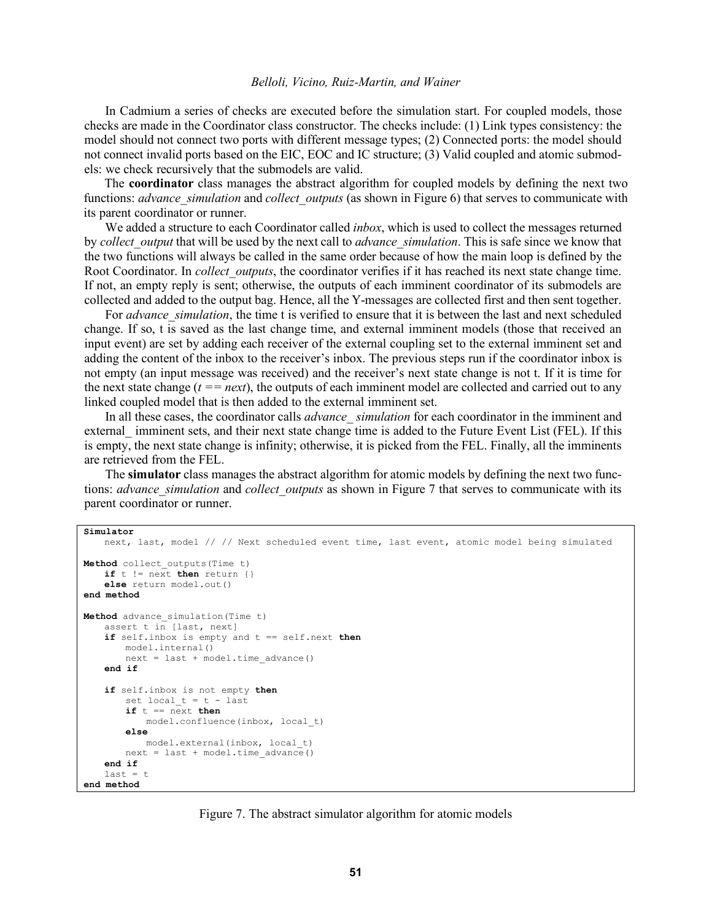In Cadmium a series of checks are executed before the simulation start. For coupled models, those checks are made in the Coordinator class constructor. The checks include: (1) Link types consistency: the model should not connect two ports with different message types; (2) Connected ports: the model should not connect invalid ports based on the EIC, EOC and IC structure; (3) Valid coupled and atomic submodels: we check recursively that the submodels are valid.

The **coordinator** class manages the abstract algorithm for coupled models by defining the next two functions: *advance_simulation* and *collect_outputs* (as shown in Figure 6) that serves to communicate with its parent coordinator or runner.

We added a structure to each Coordinator called *inbox*, which is used to collect the messages returned by *collect_output* that will be used by the next call to *advance_simulation*. This is safe since we know that the two functions will always be called in the same order because of how the main loop is defined by the Root Coordinator. In *collect_outputs*, the coordinator verifies if it has reached its next state change time. If not, an empty reply is sent; otherwise, the outputs of each imminent coordinator of its submodels are collected and added to the output bag. Hence, all the Y-messages are collected first and then sent together.

For *advance_simulation*, the time t is verified to ensure that it is between the last and next scheduled change. If so, t is saved as the last change time, and external imminent models (those that received an input event) are set by adding each receiver of the external coupling set to the external imminent set and adding the content of the inbox to the receiver's inbox. The previous steps run if the coordinator inbox is not empty (an input message was received) and the receiver's next state change is not t. If it is time for the next state change (*t == next*), the outputs of each imminent model are collected and carried out to any linked coupled model that is then added to the external imminent set.

In all these cases, the coordinator calls *advance_ simulation* for each coordinator in the imminent and external_ imminent sets, and their next state change time is added to the Future Event List (FEL). If this is empty, the next state change is infinity; otherwise, it is picked from the FEL. Finally, all the imminents are retrieved from the FEL.

The **simulator** class manages the abstract algorithm for atomic models by defining the next two functions: *advance_simulation* and *collect_outputs* as shown in Figure 7 that serves to communicate with its parent coordinator or runner.

```
Simulator
    next, last, model // // Next scheduled event time, last event, atomic model being simulated

Method collect_outputs(Time t)
    if t != next then return {}
    else return model.out()
end method

Method advance_simulation(Time t)
    assert t in [last, next]
    if self.inbox is empty and t == self.next then
        model.internal()
        next = last + model.time_advance()
    end if

    if self.inbox is not empty then
        set local_t = t - last
        if t == next then
            model.confluence(inbox, local_t)
        else
            model.external(inbox, local_t)
        next = last + model.time_advance()
    end if
    last = t
end method
```

Figure 7. The abstract simulator algorithm for atomic models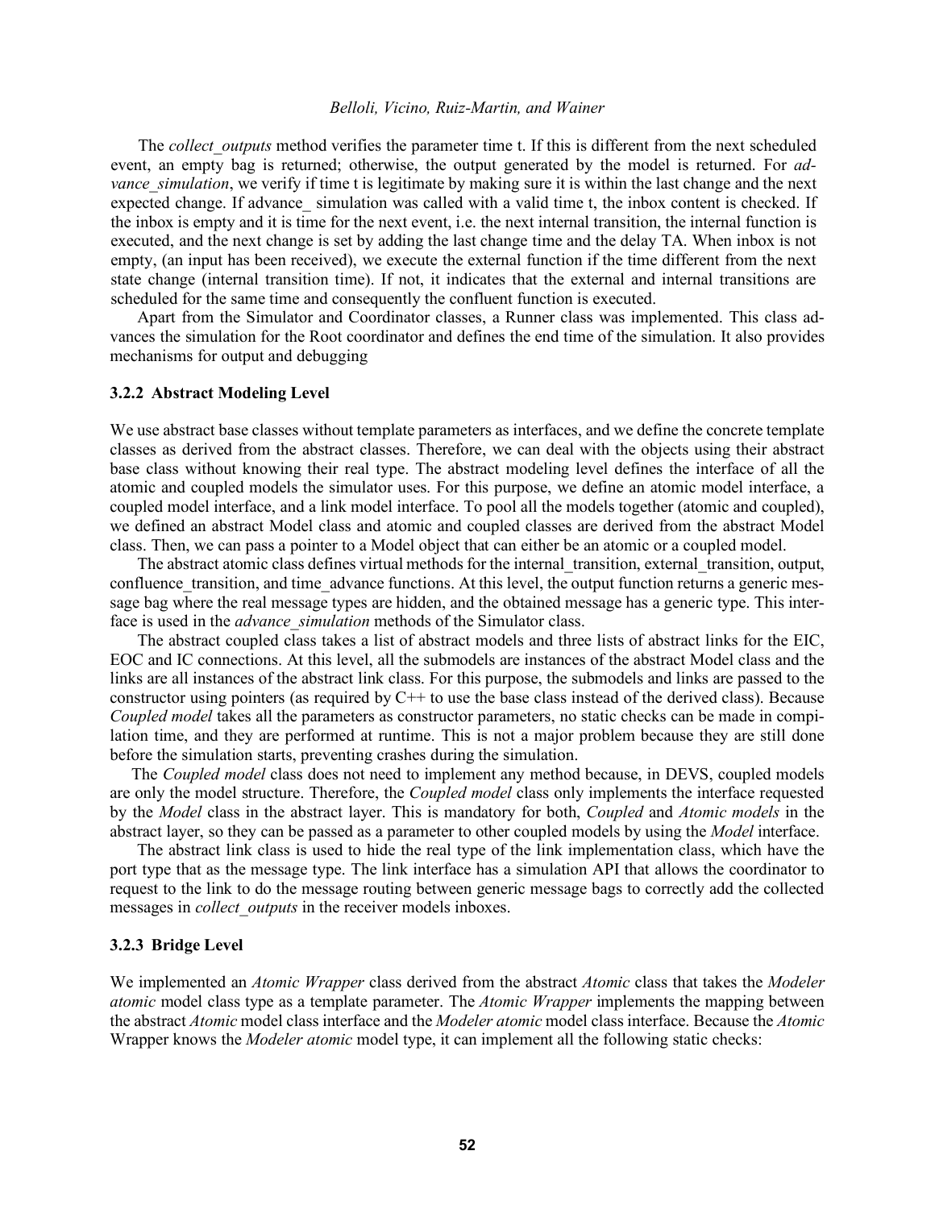The *collect_outputs* method verifies the parameter time t. If this is different from the next scheduled event, an empty bag is returned; otherwise, the output generated by the model is returned. For *advance_simulation*, we verify if time t is legitimate by making sure it is within the last change and the next expected change. If advance_ simulation was called with a valid time t, the inbox content is checked. If the inbox is empty and it is time for the next event, i.e. the next internal transition, the internal function is executed, and the next change is set by adding the last change time and the delay TA. When inbox is not empty, (an input has been received), we execute the external function if the time different from the next state change (internal transition time). If not, it indicates that the external and internal transitions are scheduled for the same time and consequently the confluent function is executed.

Apart from the Simulator and Coordinator classes, a Runner class was implemented. This class advances the simulation for the Root coordinator and defines the end time of the simulation. It also provides mechanisms for output and debugging

### 3.2.2 Abstract Modeling Level

We use abstract base classes without template parameters as interfaces, and we define the concrete template classes as derived from the abstract classes. Therefore, we can deal with the objects using their abstract base class without knowing their real type. The abstract modeling level defines the interface of all the atomic and coupled models the simulator uses. For this purpose, we define an atomic model interface, a coupled model interface, and a link model interface. To pool all the models together (atomic and coupled), we defined an abstract Model class and atomic and coupled classes are derived from the abstract Model class. Then, we can pass a pointer to a Model object that can either be an atomic or a coupled model.

The abstract atomic class defines virtual methods for the internal_transition, external_transition, output, confluence_transition, and time_advance functions. At this level, the output function returns a generic message bag where the real message types are hidden, and the obtained message has a generic type. This interface is used in the *advance_simulation* methods of the Simulator class.

The abstract coupled class takes a list of abstract models and three lists of abstract links for the EIC, EOC and IC connections. At this level, all the submodels are instances of the abstract Model class and the links are all instances of the abstract link class. For this purpose, the submodels and links are passed to the constructor using pointers (as required by C++ to use the base class instead of the derived class). Because *Coupled model* takes all the parameters as constructor parameters, no static checks can be made in compilation time, and they are performed at runtime. This is not a major problem because they are still done before the simulation starts, preventing crashes during the simulation.

The *Coupled model* class does not need to implement any method because, in DEVS, coupled models are only the model structure. Therefore, the *Coupled model* class only implements the interface requested by the *Model* class in the abstract layer. This is mandatory for both, *Coupled* and *Atomic models* in the abstract layer, so they can be passed as a parameter to other coupled models by using the *Model* interface.

The abstract link class is used to hide the real type of the link implementation class, which have the port type that as the message type. The link interface has a simulation API that allows the coordinator to request to the link to do the message routing between generic message bags to correctly add the collected messages in *collect_outputs* in the receiver models inboxes.

### 3.2.3 Bridge Level

We implemented an *Atomic Wrapper* class derived from the abstract *Atomic* class that takes the *Modeler atomic* model class type as a template parameter. The *Atomic Wrapper* implements the mapping between the abstract *Atomic* model class interface and the *Modeler atomic* model class interface. Because the *Atomic* Wrapper knows the *Modeler atomic* model type, it can implement all the following static checks: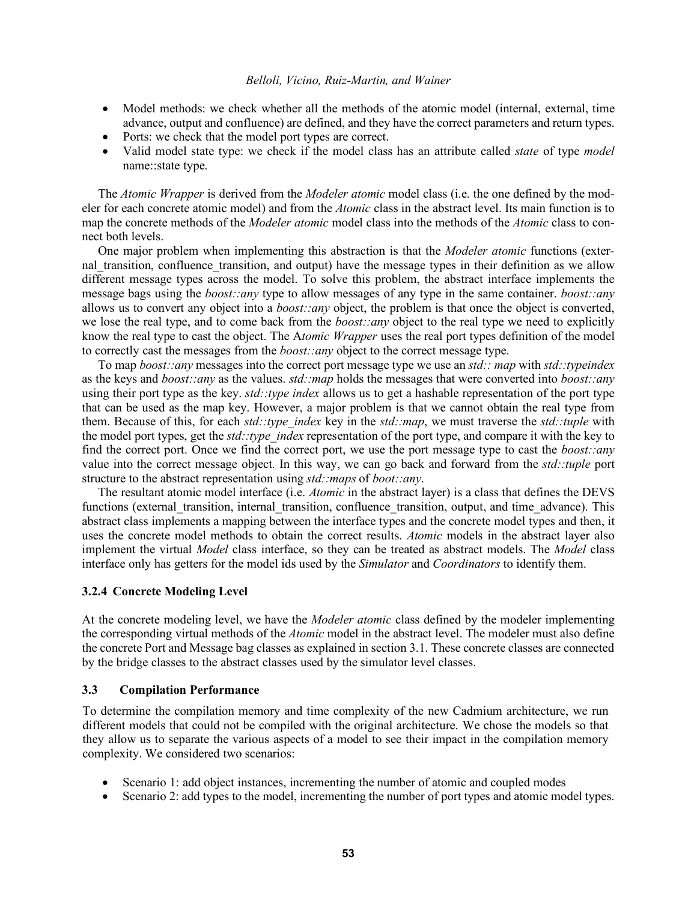- Model methods: we check whether all the methods of the atomic model (internal, external, time advance, output and confluence) are defined, and they have the correct parameters and return types.
- Ports: we check that the model port types are correct.
- Valid model state type: we check if the model class has an attribute called *state* of type *model* name::state type.

The *Atomic Wrapper* is derived from the *Modeler atomic* model class (i.e. the one defined by the modeler for each concrete atomic model) and from the *Atomic* class in the abstract level. Its main function is to map the concrete methods of the *Modeler atomic* model class into the methods of the *Atomic* class to connect both levels.

One major problem when implementing this abstraction is that the *Modeler atomic* functions (external_transition, confluence_transition, and output) have the message types in their definition as we allow different message types across the model. To solve this problem, the abstract interface implements the message bags using the *boost::any* type to allow messages of any type in the same container. *boost::any* allows us to convert any object into a *boost::any* object, the problem is that once the object is converted, we lose the real type, and to come back from the *boost::any* object to the real type we need to explicitly know the real type to cast the object. The A*tomic Wrapper* uses the real port types definition of the model to correctly cast the messages from the *boost::any* object to the correct message type.

To map *boost::any* messages into the correct port message type we use an *std:: map* with *std::typeindex* as the keys and *boost::any* as the values. *std::map* holds the messages that were converted into *boost::any* using their port type as the key. *std::type index* allows us to get a hashable representation of the port type that can be used as the map key. However, a major problem is that we cannot obtain the real type from them. Because of this, for each *std::type_index* key in the *std::map*, we must traverse the *std::tuple* with the model port types, get the *std::type_index* representation of the port type, and compare it with the key to find the correct port. Once we find the correct port, we use the port message type to cast the *boost::any* value into the correct message object. In this way, we can go back and forward from the *std::tuple* port structure to the abstract representation using *std::maps* of *boot::any*.

The resultant atomic model interface (i.e. *Atomic* in the abstract layer) is a class that defines the DEVS functions (external_transition, internal_transition, confluence_transition, output, and time_advance). This abstract class implements a mapping between the interface types and the concrete model types and then, it uses the concrete model methods to obtain the correct results. *Atomic* models in the abstract layer also implement the virtual *Model* class interface, so they can be treated as abstract models. The *Model* class interface only has getters for the model ids used by the *Simulator* and *Coordinators* to identify them.

### 3.2.4 Concrete Modeling Level

At the concrete modeling level, we have the *Modeler atomic* class defined by the modeler implementing the corresponding virtual methods of the *Atomic* model in the abstract level. The modeler must also define the concrete Port and Message bag classes as explained in section 3.1. These concrete classes are connected by the bridge classes to the abstract classes used by the simulator level classes.

## 3.3 Compilation Performance

To determine the compilation memory and time complexity of the new Cadmium architecture, we run different models that could not be compiled with the original architecture. We chose the models so that they allow us to separate the various aspects of a model to see their impact in the compilation memory complexity. We considered two scenarios:

- Scenario 1: add object instances, incrementing the number of atomic and coupled modes
- Scenario 2: add types to the model, incrementing the number of port types and atomic model types.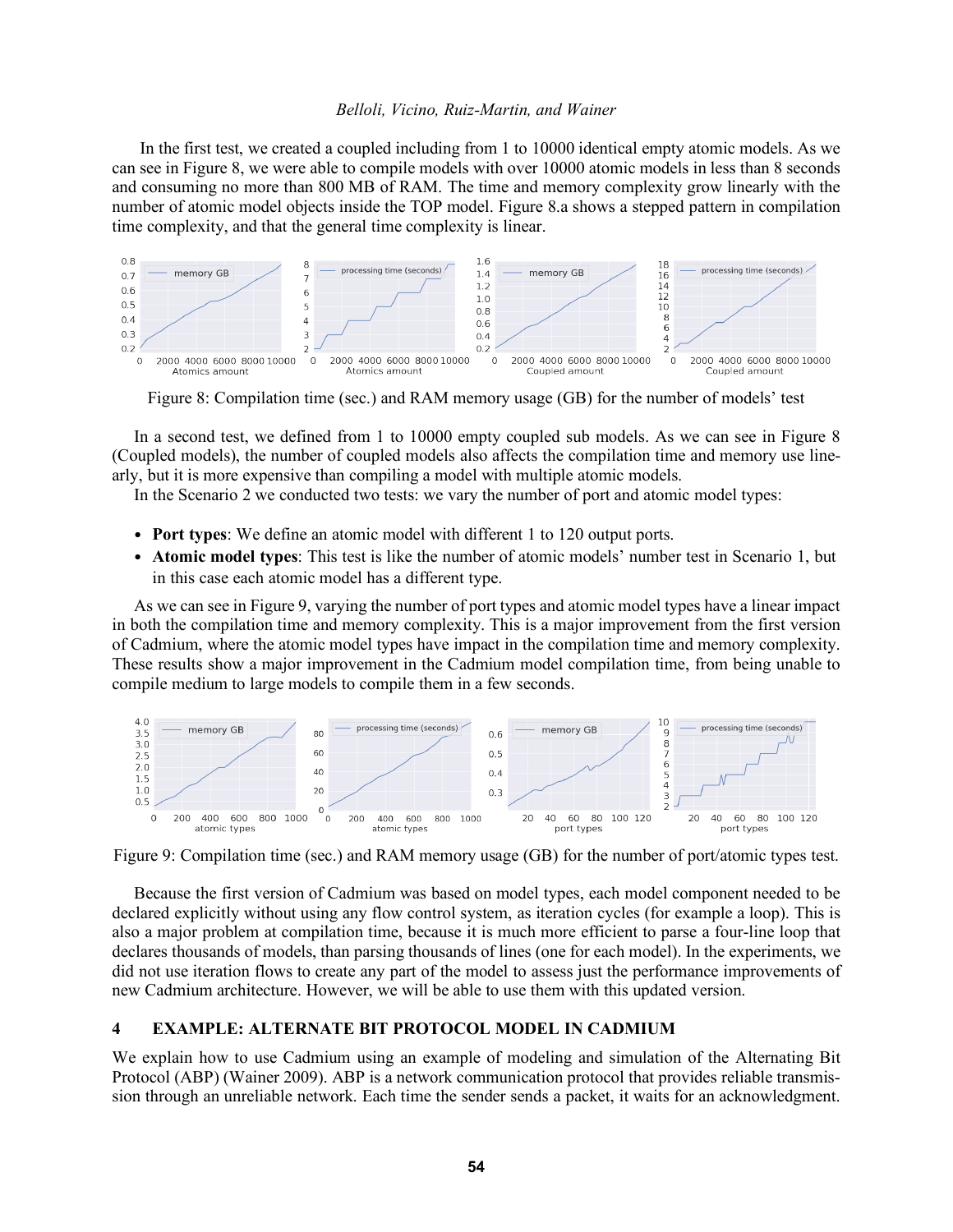In the first test, we created a coupled including from 1 to 10000 identical empty atomic models. As we can see in Figure 8, we were able to compile models with over 10000 atomic models in less than 8 seconds and consuming no more than 800 MB of RAM. The time and memory complexity grow linearly with the number of atomic model objects inside the TOP model. Figure 8.a shows a stepped pattern in compilation time complexity, and that the general time complexity is linear.

Figure 8: Compilation time (sec.) and RAM memory usage (GB) for the number of models' test

In a second test, we defined from 1 to 10000 empty coupled sub models. As we can see in Figure 8 (Coupled models), the number of coupled models also affects the compilation time and memory use linearly, but it is more expensive than compiling a model with multiple atomic models.

In the Scenario 2 we conducted two tests: we vary the number of port and atomic model types:

- **Port types**: We define an atomic model with different 1 to 120 output ports.
- **Atomic model types**: This test is like the number of atomic models' number test in Scenario 1, but in this case each atomic model has a different type.

As we can see in Figure 9, varying the number of port types and atomic model types have a linear impact in both the compilation time and memory complexity. This is a major improvement from the first version of Cadmium, where the atomic model types have impact in the compilation time and memory complexity. These results show a major improvement in the Cadmium model compilation time, from being unable to compile medium to large models to compile them in a few seconds.

Figure 9: Compilation time (sec.) and RAM memory usage (GB) for the number of port/atomic types test.

Because the first version of Cadmium was based on model types, each model component needed to be declared explicitly without using any flow control system, as iteration cycles (for example a loop). This is also a major problem at compilation time, because it is much more efficient to parse a four-line loop that declares thousands of models, than parsing thousands of lines (one for each model). In the experiments, we did not use iteration flows to create any part of the model to assess just the performance improvements of new Cadmium architecture. However, we will be able to use them with this updated version.

## 4 EXAMPLE: ALTERNATE BIT PROTOCOL MODEL IN CADMIUM

We explain how to use Cadmium using an example of modeling and simulation of the Alternating Bit Protocol (ABP) (Wainer 2009). ABP is a network communication protocol that provides reliable transmission through an unreliable network. Each time the sender sends a packet, it waits for an acknowledgment.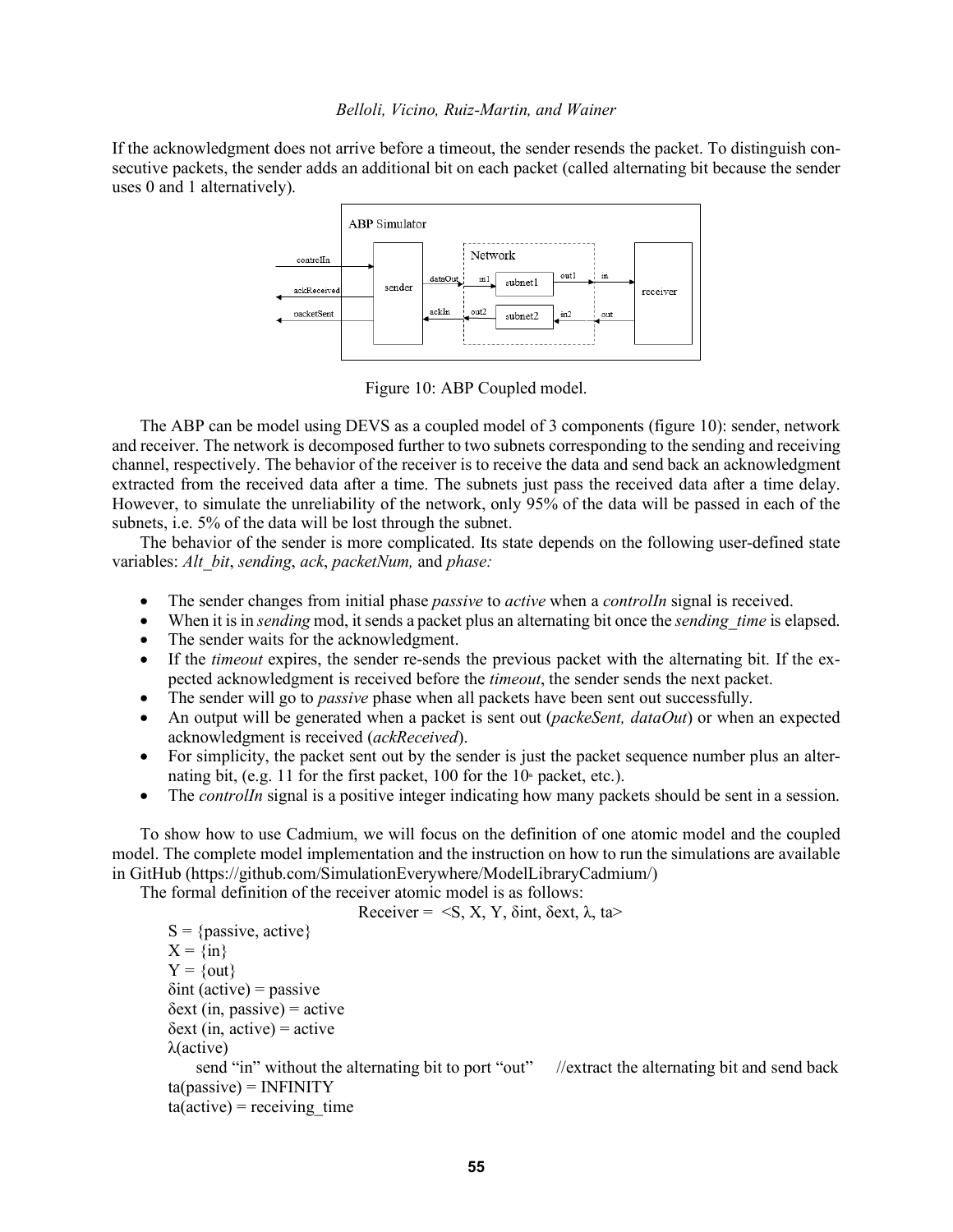If the acknowledgment does not arrive before a timeout, the sender resends the packet. To distinguish consecutive packets, the sender adds an additional bit on each packet (called alternating bit because the sender uses 0 and 1 alternatively).

Figure 10: ABP Coupled model.

The ABP can be model using DEVS as a coupled model of 3 components (figure 10): sender, network and receiver. The network is decomposed further to two subnets corresponding to the sending and receiving channel, respectively. The behavior of the receiver is to receive the data and send back an acknowledgment extracted from the received data after a time. The subnets just pass the received data after a time delay. However, to simulate the unreliability of the network, only 95% of the data will be passed in each of the subnets, i.e. 5% of the data will be lost through the subnet.

The behavior of the sender is more complicated. Its state depends on the following user-defined state variables: *Alt_bit*, *sending*, *ack*, *packetNum,* and *phase:*

- The sender changes from initial phase *passive* to *active* when a *controlIn* signal is received.
- When it is in *sending* mod, it sends a packet plus an alternating bit once the *sending_time* is elapsed.
- The sender waits for the acknowledgment.
- If the *timeout* expires, the sender re-sends the previous packet with the alternating bit. If the expected acknowledgment is received before the *timeout*, the sender sends the next packet.
- The sender will go to *passive* phase when all packets have been sent out successfully.
- An output will be generated when a packet is sent out (*packeSent, dataOut*) or when an expected acknowledgment is received (*ackReceived*).
- For simplicity, the packet sent out by the sender is just the packet sequence number plus an alternating bit, (e.g. 11 for the first packet, 100 for the 10th packet, etc.).
- The *controlIn* signal is a positive integer indicating how many packets should be sent in a session.

To show how to use Cadmium, we will focus on the definition of one atomic model and the coupled model. The complete model implementation and the instruction on how to run the simulations are available in GitHub (https://github.com/SimulationEverywhere/ModelLibraryCadmium/)

The formal definition of the receiver atomic model is as follows:

Receiver = <S, X, Y, δint, δext, λ, ta>

S = {passive, active}
X = {in}
Y = {out}
δint (active) = passive
δext (in, passive) = active
δext (in, active) = active
λ(active)
  send "in" without the alternating bit to port "out"  //extract the alternating bit and send back
ta(passive) = INFINITY
ta(active) = receiving_time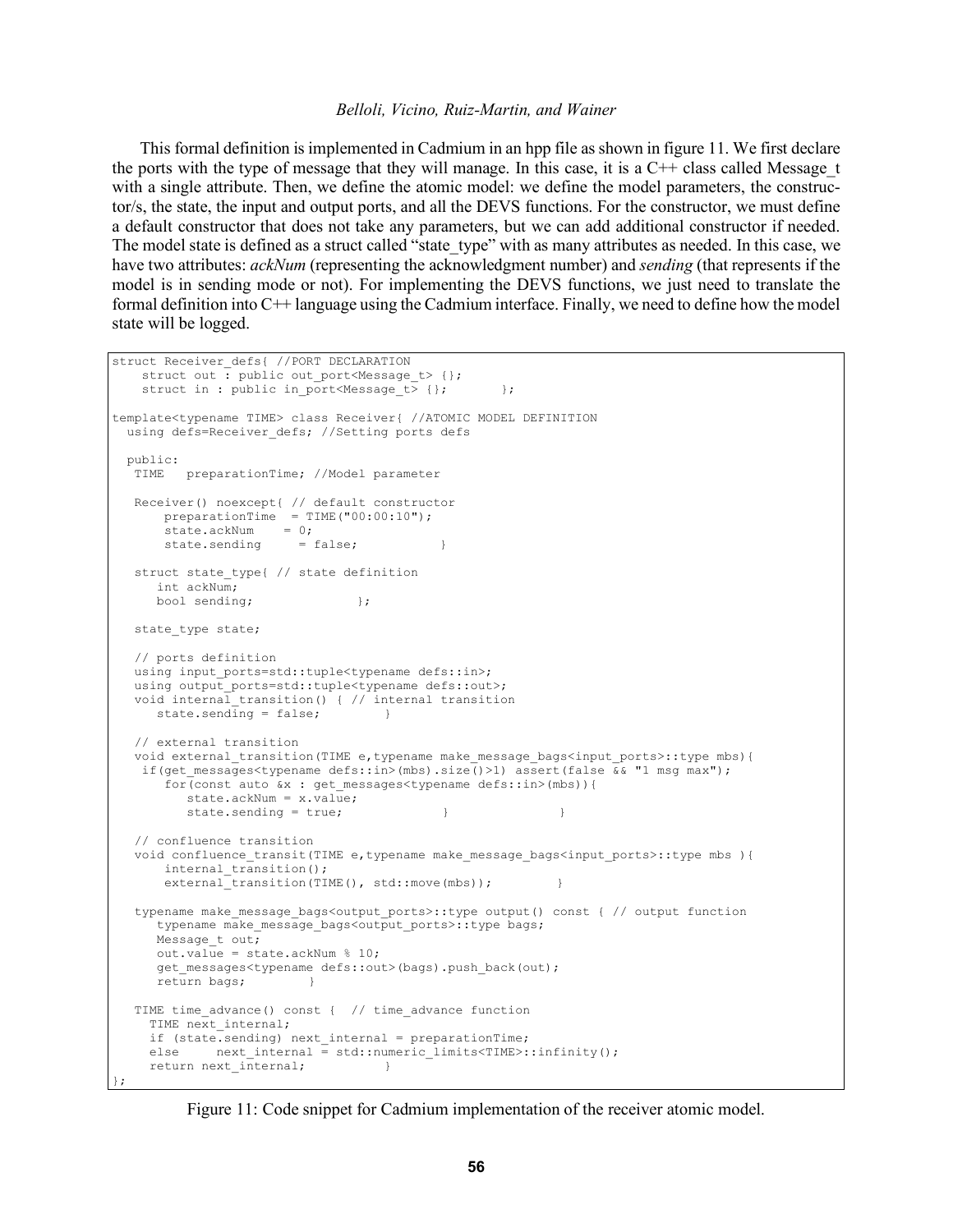This formal definition is implemented in Cadmium in an hpp file as shown in figure 11. We first declare the ports with the type of message that they will manage. In this case, it is a C++ class called Message_t with a single attribute. Then, we define the atomic model: we define the model parameters, the constructor/s, the state, the input and output ports, and all the DEVS functions. For the constructor, we must define a default constructor that does not take any parameters, but we can add additional constructor if needed. The model state is defined as a struct called "state_type" with as many attributes as needed. In this case, we have two attributes: *ackNum* (representing the acknowledgment number) and *sending* (that represents if the model is in sending mode or not). For implementing the DEVS functions, we just need to translate the formal definition into C++ language using the Cadmium interface. Finally, we need to define how the model state will be logged.

```
struct Receiver_defs{ //PORT DECLARATION
    struct out : public out_port<Message_t> {};
    struct in : public in_port<Message_t> {};       };

template<typename TIME> class Receiver{ //ATOMIC MODEL DEFINITION
  using defs=Receiver_defs; //Setting ports defs

  public:
   TIME   preparationTime; //Model parameter

   Receiver() noexcept{ // default constructor
       preparationTime  = TIME("00:00:10");
       state.ackNum    = 0;
       state.sending     = false;           }

   struct state_type{ // state definition
      int ackNum;
      bool sending;              };

   state_type state;

   // ports definition
   using input_ports=std::tuple<typename defs::in>;
   using output_ports=std::tuple<typename defs::out>;
   void internal_transition() { // internal transition
      state.sending = false;        }

   // external transition
   void external_transition(TIME e,typename make_message_bags<input_ports>::type mbs){
    if(get_messages<typename defs::in>(mbs).size()>1) assert(false && "1 msg max");
       for(const auto &x : get_messages<typename defs::in>(mbs)){
          state.ackNum = x.value;
          state.sending = true;             }               }

   // confluence transition
   void confluence_transit(TIME e,typename make_message_bags<input_ports>::type mbs ){
       internal_transition();
       external_transition(TIME(), std::move(mbs));        }

   typename make_message_bags<output_ports>::type output() const { // output function
      typename make_message_bags<output_ports>::type bags;
      Message_t out;
      out.value = state.ackNum % 10;
      get_messages<typename defs::out>(bags).push_back(out);
      return bags;        }

   TIME time_advance() const {  // time_advance function
     TIME next_internal;
     if (state.sending) next_internal = preparationTime;
     else     next_internal = std::numeric_limits<TIME>::infinity();
     return next_internal;           }
};
```

Figure 11: Code snippet for Cadmium implementation of the receiver atomic model.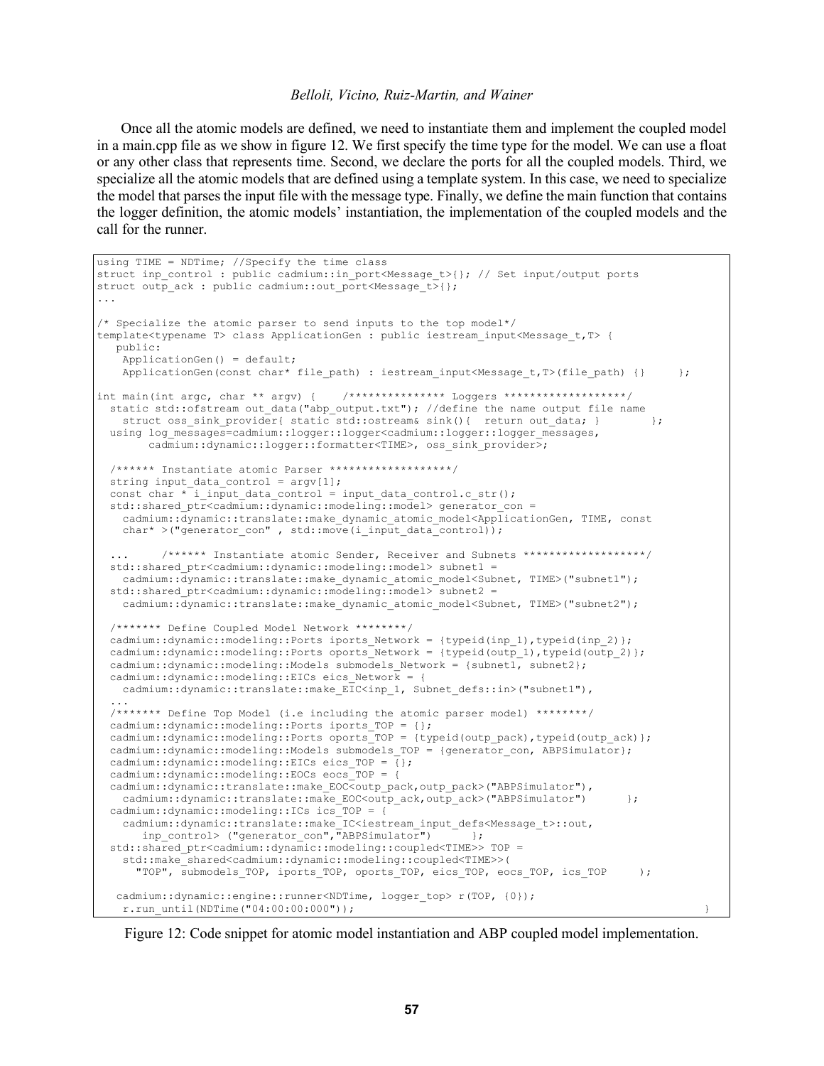Once all the atomic models are defined, we need to instantiate them and implement the coupled model in a main.cpp file as we show in figure 12. We first specify the time type for the model. We can use a float or any other class that represents time. Second, we declare the ports for all the coupled models. Third, we specialize all the atomic models that are defined using a template system. In this case, we need to specialize the model that parses the input file with the message type. Finally, we define the main function that contains the logger definition, the atomic models' instantiation, the implementation of the coupled models and the call for the runner.

```
using TIME = NDTime; //Specify the time class
struct inp_control : public cadmium::in_port<Message_t>{}; // Set input/output ports
struct outp_ack : public cadmium::out_port<Message_t>{};
...

/* Specialize the atomic parser to send inputs to the top model*/
template<typename T> class ApplicationGen : public iestream_input<Message_t,T> {
   public:
    ApplicationGen() = default;
    ApplicationGen(const char* file_path) : iestream_input<Message_t,T>(file_path) {}     };

int main(int argc, char ** argv) {    /*************** Loggers *******************/
  static std::ofstream out_data("abp_output.txt"); //define the name output file name
    struct oss_sink_provider{ static std::ostream& sink(){  return out_data; }        };
  using log_messages=cadmium::logger::logger<cadmium::logger::logger_messages,
        cadmium::dynamic::logger::formatter<TIME>, oss_sink_provider>;

  /****** Instantiate atomic Parser *******************/
  string input_data_control = argv[1];
  const char * i_input_data_control = input_data_control.c_str();
  std::shared_ptr<cadmium::dynamic::modeling::model> generator_con =
    cadmium::dynamic::translate::make_dynamic_atomic_model<ApplicationGen, TIME, const
    char* >("generator_con" , std::move(i_input_data_control));

  ...     /****** Instantiate atomic Sender, Receiver and Subnets *******************/
  std::shared_ptr<cadmium::dynamic::modeling::model> subnet1 =
    cadmium::dynamic::translate::make_dynamic_atomic_model<Subnet, TIME>("subnet1");
  std::shared_ptr<cadmium::dynamic::modeling::model> subnet2 =
    cadmium::dynamic::translate::make_dynamic_atomic_model<Subnet, TIME>("subnet2");

  /******* Define Coupled Model Network ********/
  cadmium::dynamic::modeling::Ports iports_Network = {typeid(inp_1),typeid(inp_2)};
  cadmium::dynamic::modeling::Ports oports_Network = {typeid(outp_1),typeid(outp_2)};
  cadmium::dynamic::modeling::Models submodels_Network = {subnet1, subnet2};
  cadmium::dynamic::modeling::EICs eics_Network = {
    cadmium::dynamic::translate::make_EIC<inp_1, Subnet_defs::in>("subnet1"),
  ...
  /******* Define Top Model (i.e including the atomic parser model) ********/
  cadmium::dynamic::modeling::Ports iports_TOP = {};
  cadmium::dynamic::modeling::Ports oports_TOP = {typeid(outp_pack),typeid(outp_ack)};
  cadmium::dynamic::modeling::Models submodels_TOP = {generator_con, ABPSimulator};
  cadmium::dynamic::modeling::EICs eics_TOP = {};
  cadmium::dynamic::modeling::EOCs eocs_TOP = {
  cadmium::dynamic::translate::make_EOC<outp_pack,outp_pack>("ABPSimulator"),
    cadmium::dynamic::translate::make_EOC<outp_ack,outp_ack>("ABPSimulator")      };
  cadmium::dynamic::modeling::ICs ics_TOP = {
    cadmium::dynamic::translate::make_IC<iestream_input_defs<Message_t>::out,
       inp_control> ("generator_con","ABPSimulator")      };
  std::shared_ptr<cadmium::dynamic::modeling::coupled<TIME>> TOP =
    std::make_shared<cadmium::dynamic::modeling::coupled<TIME>>(
      "TOP", submodels_TOP, iports_TOP, oports_TOP, eics_TOP, eocs_TOP, ics_TOP     );

   cadmium::dynamic::engine::runner<NDTime, logger_top> r(TOP, {0});
    r.run_until(NDTime("04:00:00:000"));                                              }
```

Figure 12: Code snippet for atomic model instantiation and ABP coupled model implementation.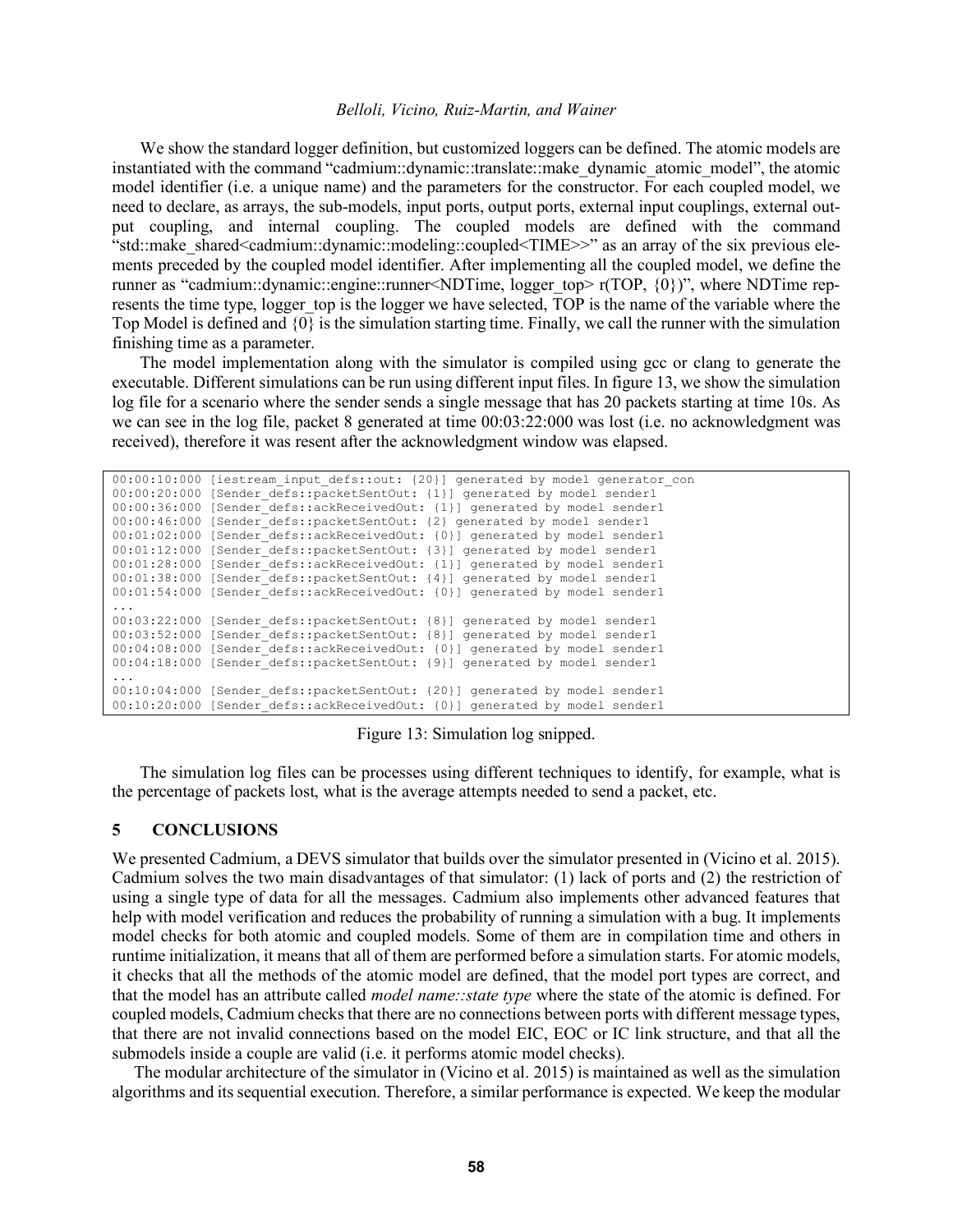We show the standard logger definition, but customized loggers can be defined. The atomic models are instantiated with the command "cadmium::dynamic::translate::make_dynamic_atomic_model", the atomic model identifier (i.e. a unique name) and the parameters for the constructor. For each coupled model, we need to declare, as arrays, the sub-models, input ports, output ports, external input couplings, external output coupling, and internal coupling. The coupled models are defined with the command "std::make_shared<cadmium::dynamic::modeling::coupled<TIME>>" as an array of the six previous elements preceded by the coupled model identifier. After implementing all the coupled model, we define the runner as "cadmium::dynamic::engine::runner<NDTime, logger_top> r(TOP, {0})", where NDTime represents the time type, logger_top is the logger we have selected, TOP is the name of the variable where the Top Model is defined and {0} is the simulation starting time. Finally, we call the runner with the simulation finishing time as a parameter.

The model implementation along with the simulator is compiled using gcc or clang to generate the executable. Different simulations can be run using different input files. In figure 13, we show the simulation log file for a scenario where the sender sends a single message that has 20 packets starting at time 10s. As we can see in the log file, packet 8 generated at time 00:03:22:000 was lost (i.e. no acknowledgment was received), therefore it was resent after the acknowledgment window was elapsed.

```
00:00:10:000 [iestream_input_defs::out: {20}] generated by model generator_con
00:00:20:000 [Sender_defs::packetSentOut: {1}] generated by model sender1
00:00:36:000 [Sender_defs::ackReceivedOut: {1}] generated by model sender1
00:00:46:000 [Sender_defs::packetSentOut: {2} generated by model sender1
00:01:02:000 [Sender_defs::ackReceivedOut: {0}] generated by model sender1
00:01:12:000 [Sender_defs::packetSentOut: {3}] generated by model sender1
00:01:28:000 [Sender_defs::ackReceivedOut: {1}] generated by model sender1
00:01:38:000 [Sender_defs::packetSentOut: {4}] generated by model sender1
00:01:54:000 [Sender_defs::ackReceivedOut: {0}] generated by model sender1
...
00:03:22:000 [Sender_defs::packetSentOut: {8}] generated by model sender1
00:03:52:000 [Sender_defs::packetSentOut: {8}] generated by model sender1
00:04:08:000 [Sender_defs::ackReceivedOut: {0}] generated by model sender1
00:04:18:000 [Sender_defs::packetSentOut: {9}] generated by model sender1
...
00:10:04:000 [Sender_defs::packetSentOut: {20}] generated by model sender1
00:10:20:000 [Sender_defs::ackReceivedOut: {0}] generated by model sender1
```

Figure 13: Simulation log snipped.

The simulation log files can be processes using different techniques to identify, for example, what is the percentage of packets lost, what is the average attempts needed to send a packet, etc.

## 5 CONCLUSIONS

We presented Cadmium, a DEVS simulator that builds over the simulator presented in (Vicino et al. 2015). Cadmium solves the two main disadvantages of that simulator: (1) lack of ports and (2) the restriction of using a single type of data for all the messages. Cadmium also implements other advanced features that help with model verification and reduces the probability of running a simulation with a bug. It implements model checks for both atomic and coupled models. Some of them are in compilation time and others in runtime initialization, it means that all of them are performed before a simulation starts. For atomic models, it checks that all the methods of the atomic model are defined, that the model port types are correct, and that the model has an attribute called *model name::state type* where the state of the atomic is defined. For coupled models, Cadmium checks that there are no connections between ports with different message types, that there are not invalid connections based on the model EIC, EOC or IC link structure, and that all the submodels inside a couple are valid (i.e. it performs atomic model checks).

The modular architecture of the simulator in (Vicino et al. 2015) is maintained as well as the simulation algorithms and its sequential execution. Therefore, a similar performance is expected. We keep the modular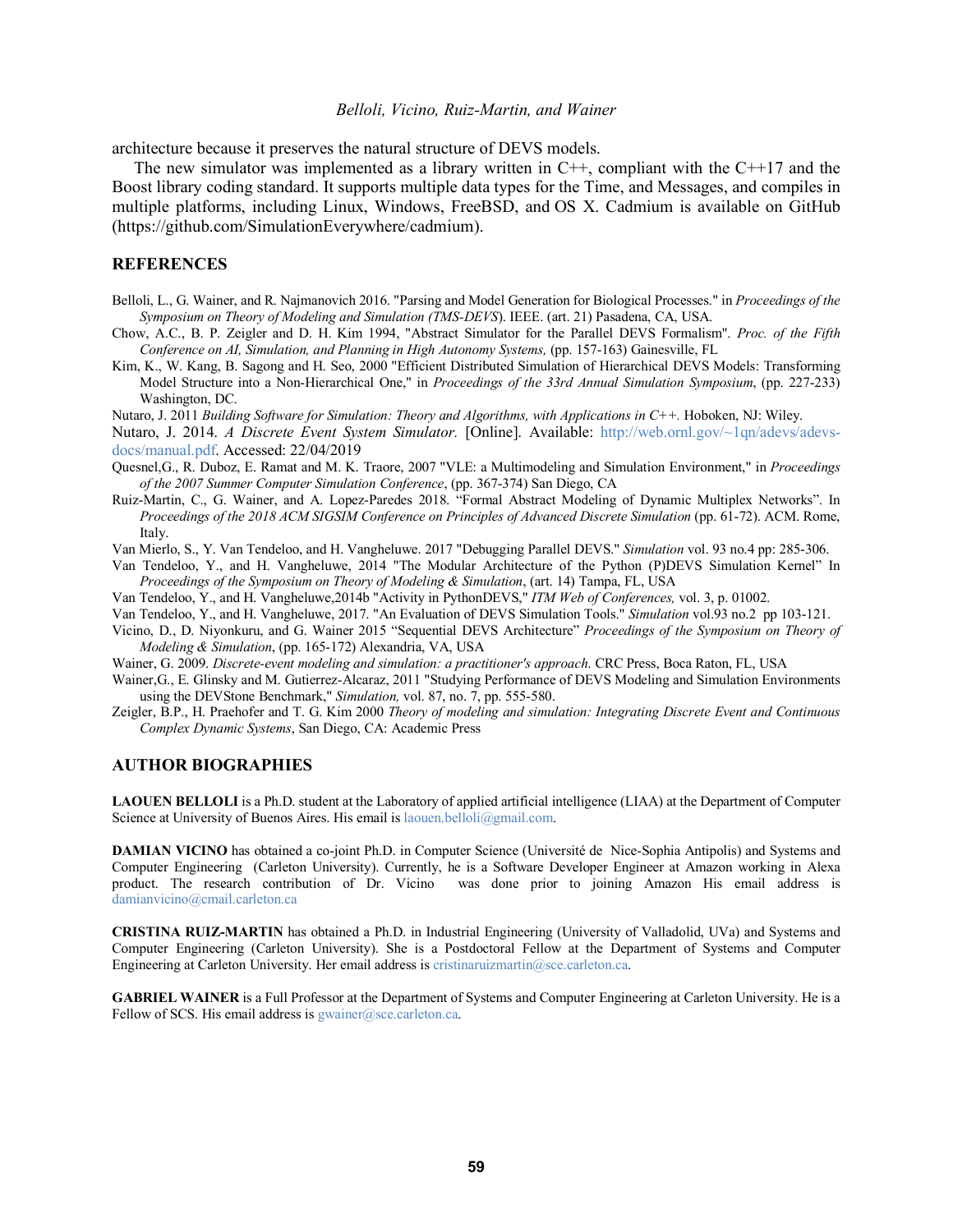architecture because it preserves the natural structure of DEVS models.

The new simulator was implemented as a library written in C++, compliant with the C++17 and the Boost library coding standard. It supports multiple data types for the Time, and Messages, and compiles in multiple platforms, including Linux, Windows, FreeBSD, and OS X. Cadmium is available on GitHub (https://github.com/SimulationEverywhere/cadmium).

## REFERENCES

Belloli, L., G. Wainer, and R. Najmanovich 2016. "Parsing and Model Generation for Biological Processes." in *Proceedings of the Symposium on Theory of Modeling and Simulation (TMS-DEVS)*. IEEE. (art. 21) Pasadena, CA, USA.

Chow, A.C., B. P. Zeigler and D. H. Kim 1994, "Abstract Simulator for the Parallel DEVS Formalism". *Proc. of the Fifth Conference on AI, Simulation, and Planning in High Autonomy Systems,* (pp. 157-163) Gainesville, FL

Kim, K., W. Kang, B. Sagong and H. Seo, 2000 "Efficient Distributed Simulation of Hierarchical DEVS Models: Transforming Model Structure into a Non-Hierarchical One," in *Proceedings of the 33rd Annual Simulation Symposium*, (pp. 227-233) Washington, DC.

Nutaro, J. 2011 *Building Software for Simulation: Theory and Algorithms, with Applications in C++.* Hoboken, NJ: Wiley.

Nutaro, J. 2014. *A Discrete Event System Simulator.* [Online]. Available: http://web.ornl.gov/~1qn/adevs/adevs-docs/manual.pdf. Accessed: 22/04/2019

Quesnel,G., R. Duboz, E. Ramat and M. K. Traore, 2007 "VLE: a Multimodeling and Simulation Environment," in *Proceedings of the 2007 Summer Computer Simulation Conference*, (pp. 367-374) San Diego, CA

Ruiz-Martin, C., G. Wainer, and A. Lopez-Paredes 2018. "Formal Abstract Modeling of Dynamic Multiplex Networks". In *Proceedings of the 2018 ACM SIGSIM Conference on Principles of Advanced Discrete Simulation* (pp. 61-72). ACM. Rome, Italy.

Van Mierlo, S., Y. Van Tendeloo, and H. Vangheluwe. 2017 "Debugging Parallel DEVS." *Simulation* vol. 93 no.4 pp: 285-306.

Van Tendeloo, Y., and H. Vangheluwe, 2014 "The Modular Architecture of the Python (P)DEVS Simulation Kernel" In *Proceedings of the Symposium on Theory of Modeling & Simulation*, (art. 14) Tampa, FL, USA

Van Tendeloo, Y., and H. Vangheluwe,2014b "Activity in PythonDEVS," *ITM Web of Conferences,* vol. 3, p. 01002.

Van Tendeloo, Y., and H. Vangheluwe, 2017. "An Evaluation of DEVS Simulation Tools." *Simulation* vol.93 no.2 pp 103-121.

Vicino, D., D. Niyonkuru, and G. Wainer 2015 "Sequential DEVS Architecture" *Proceedings of the Symposium on Theory of Modeling & Simulation*, (pp. 165-172) Alexandria, VA, USA

Wainer, G. 2009. *Discrete-event modeling and simulation: a practitioner's approach*. CRC Press, Boca Raton, FL, USA

Wainer,G., E. Glinsky and M. Gutierrez-Alcaraz, 2011 "Studying Performance of DEVS Modeling and Simulation Environments using the DEVStone Benchmark," *Simulation,* vol. 87, no. 7, pp. 555-580.

Zeigler, B.P., H. Praehofer and T. G. Kim 2000 *Theory of modeling and simulation: Integrating Discrete Event and Continuous Complex Dynamic Systems*, San Diego, CA: Academic Press

## AUTHOR BIOGRAPHIES

**LAOUEN BELLOLI** is a Ph.D. student at the Laboratory of applied artificial intelligence (LIAA) at the Department of Computer Science at University of Buenos Aires. His email is laouen.belloli@gmail.com.

**DAMIAN VICINO** has obtained a co-joint Ph.D. in Computer Science (Université de Nice-Sophia Antipolis) and Systems and Computer Engineering (Carleton University). Currently, he is a Software Developer Engineer at Amazon working in Alexa product. The research contribution of Dr. Vicino was done prior to joining Amazon His email address is damianvicino@cmail.carleton.ca

**CRISTINA RUIZ-MARTIN** has obtained a Ph.D. in Industrial Engineering (University of Valladolid, UVa) and Systems and Computer Engineering (Carleton University). She is a Postdoctoral Fellow at the Department of Systems and Computer Engineering at Carleton University. Her email address is cristinaruizmartin@sce.carleton.ca.

**GABRIEL WAINER** is a Full Professor at the Department of Systems and Computer Engineering at Carleton University. He is a Fellow of SCS. His email address is gwainer@sce.carleton.ca.